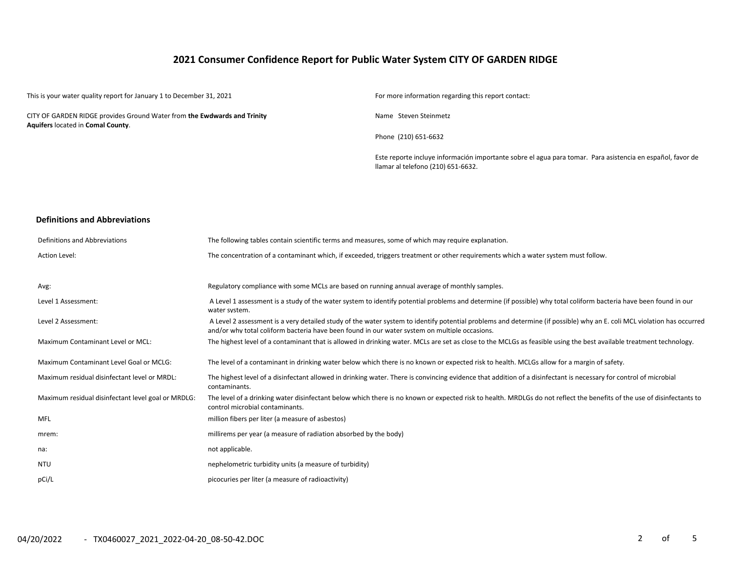# 2021 Consumer Confidence Report for Public Water System CITY OF GARDEN RIDGE

This is your water quality report for January 1 to December 31, 2021

CITY OF GARDEN RIDGE provides Ground Water from **the Ewdwards and Trinity Aquifers** located in **Comal County**.

For more information regarding this report contact:

Name Steven Steinmetz

Phone (210) 651-6632

Este reporte incluye información importante sobre el agua para tomar. Para asistencia en español, favor de llamar al telefono (210) 651-6632.

## Definitions and Abbreviations

| Definitions and Abbreviations | The following tables contain scientific terms and measures, some of which may require explanation. |
|---|---|
| Action Level: | The concentration of a contaminant which, if exceeded, triggers treatment or other requirements which a water system must follow. |
| Avg: | Regulatory compliance with some MCLs are based on running annual average of monthly samples. |
| Level 1 Assessment: | A Level 1 assessment is a study of the water system to identify potential problems and determine (if possible) why total coliform bacteria have been found in our water system. |
| Level 2 Assessment: | A Level 2 assessment is a very detailed study of the water system to identify potential problems and determine (if possible) why an E. coli MCL violation has occurred and/or why total coliform bacteria have been found in our water system on multiple occasions. |
| Maximum Contaminant Level or MCL: | The highest level of a contaminant that is allowed in drinking water. MCLs are set as close to the MCLGs as feasible using the best available treatment technology. |
| Maximum Contaminant Level Goal or MCLG: | The level of a contaminant in drinking water below which there is no known or expected risk to health. MCLGs allow for a margin of safety. |
| Maximum residual disinfectant level or MRDL: | The highest level of a disinfectant allowed in drinking water. There is convincing evidence that addition of a disinfectant is necessary for control of microbial contaminants. |
| Maximum residual disinfectant level goal or MRDLG: | The level of a drinking water disinfectant below which there is no known or expected risk to health. MRDLGs do not reflect the benefits of the use of disinfectants to control microbial contaminants. |
| MFL | million fibers per liter (a measure of asbestos) |
| mrem: | millirems per year (a measure of radiation absorbed by the body) |
| na: | not applicable. |
| NTU | nephelometric turbidity units (a measure of turbidity) |
| pCi/L | picocuries per liter (a measure of radioactivity) |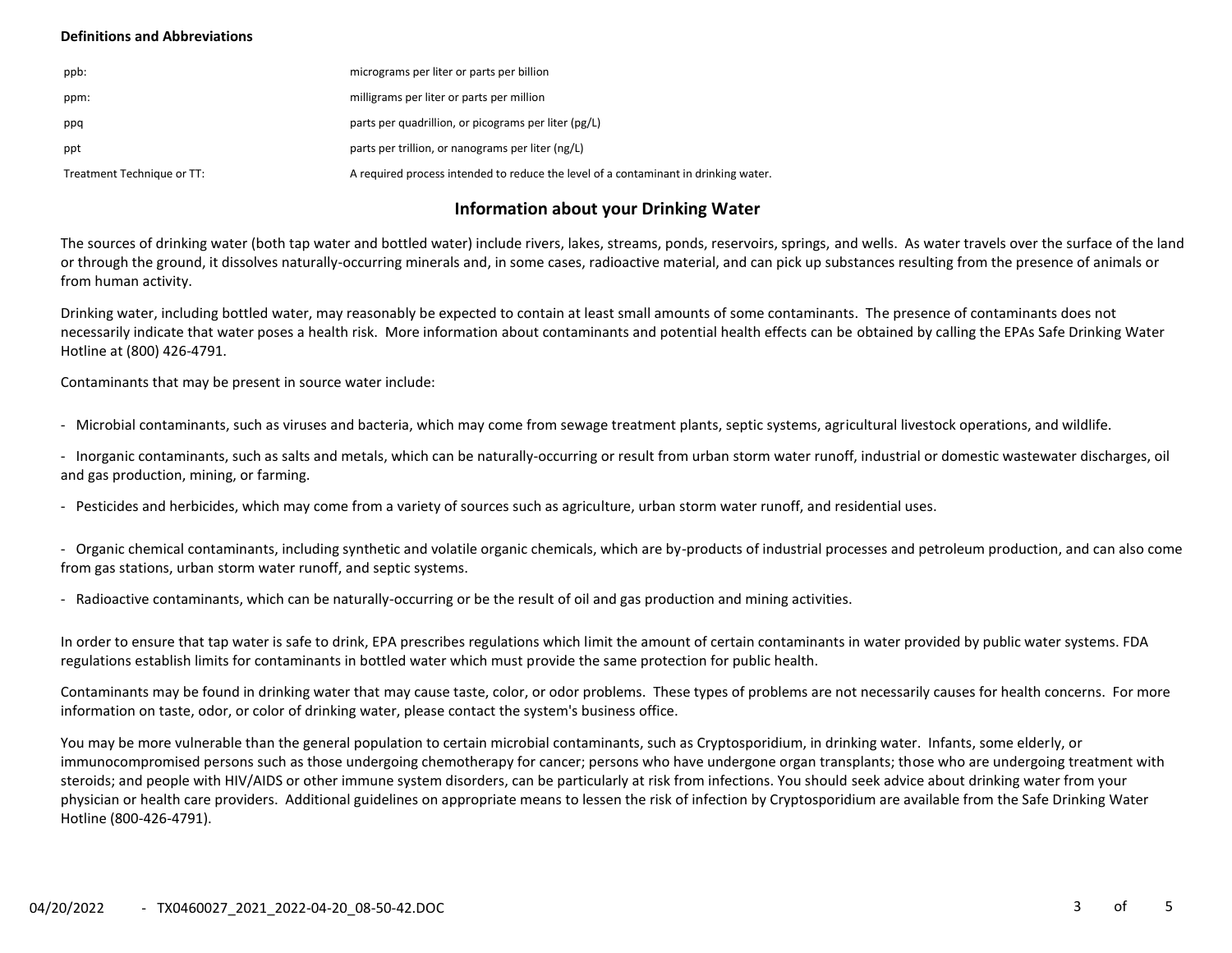**Definitions and Abbreviations**

| | |
|---|---|
| ppb: | micrograms per liter or parts per billion |
| ppm: | milligrams per liter or parts per million |
| ppq | parts per quadrillion, or picograms per liter (pg/L) |
| ppt | parts per trillion, or nanograms per liter (ng/L) |
| Treatment Technique or TT: | A required process intended to reduce the level of a contaminant in drinking water. |

## Information about your Drinking Water

The sources of drinking water (both tap water and bottled water) include rivers, lakes, streams, ponds, reservoirs, springs, and wells. As water travels over the surface of the land or through the ground, it dissolves naturally-occurring minerals and, in some cases, radioactive material, and can pick up substances resulting from the presence of animals or from human activity.

Drinking water, including bottled water, may reasonably be expected to contain at least small amounts of some contaminants. The presence of contaminants does not necessarily indicate that water poses a health risk. More information about contaminants and potential health effects can be obtained by calling the EPAs Safe Drinking Water Hotline at (800) 426-4791.

Contaminants that may be present in source water include:

- Microbial contaminants, such as viruses and bacteria, which may come from sewage treatment plants, septic systems, agricultural livestock operations, and wildlife.

- Inorganic contaminants, such as salts and metals, which can be naturally-occurring or result from urban storm water runoff, industrial or domestic wastewater discharges, oil and gas production, mining, or farming.

- Pesticides and herbicides, which may come from a variety of sources such as agriculture, urban storm water runoff, and residential uses.

- Organic chemical contaminants, including synthetic and volatile organic chemicals, which are by-products of industrial processes and petroleum production, and can also come from gas stations, urban storm water runoff, and septic systems.

- Radioactive contaminants, which can be naturally-occurring or be the result of oil and gas production and mining activities.

In order to ensure that tap water is safe to drink, EPA prescribes regulations which limit the amount of certain contaminants in water provided by public water systems. FDA regulations establish limits for contaminants in bottled water which must provide the same protection for public health.

Contaminants may be found in drinking water that may cause taste, color, or odor problems. These types of problems are not necessarily causes for health concerns. For more information on taste, odor, or color of drinking water, please contact the system's business office.

You may be more vulnerable than the general population to certain microbial contaminants, such as Cryptosporidium, in drinking water. Infants, some elderly, or immunocompromised persons such as those undergoing chemotherapy for cancer; persons who have undergone organ transplants; those who are undergoing treatment with steroids; and people with HIV/AIDS or other immune system disorders, can be particularly at risk from infections. You should seek advice about drinking water from your physician or health care providers. Additional guidelines on appropriate means to lessen the risk of infection by Cryptosporidium are available from the Safe Drinking Water Hotline (800-426-4791).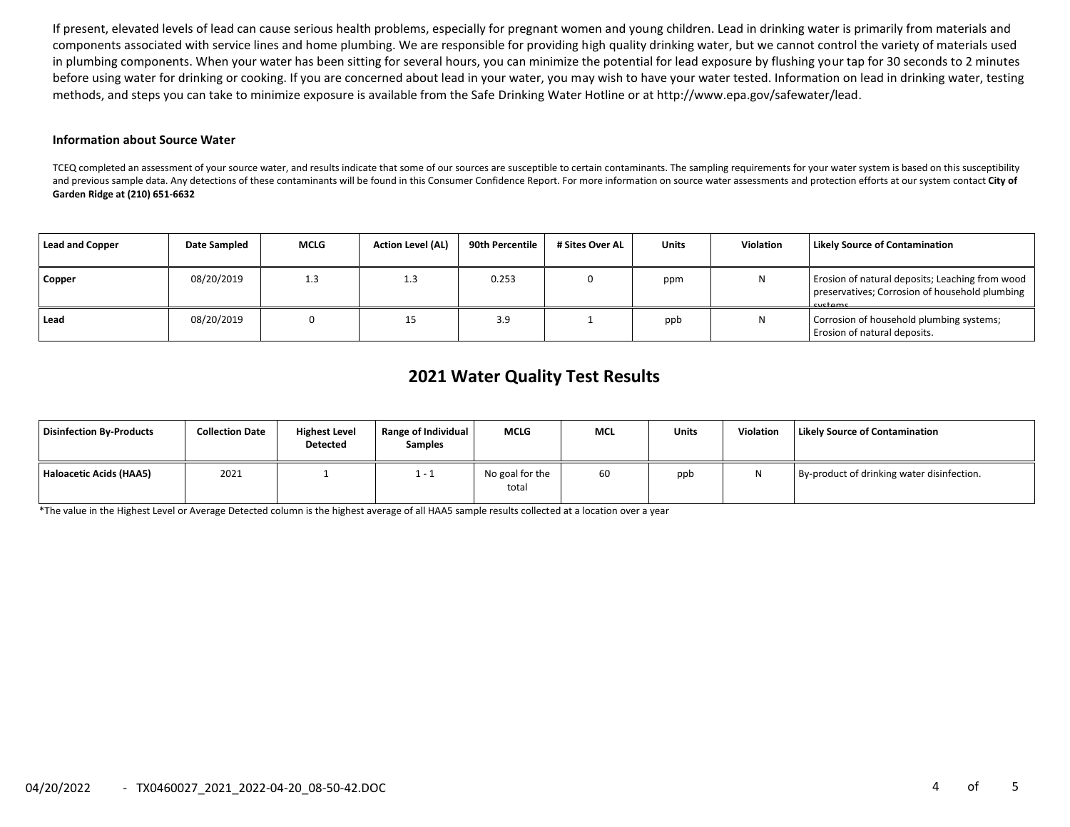If present, elevated levels of lead can cause serious health problems, especially for pregnant women and young children. Lead in drinking water is primarily from materials and components associated with service lines and home plumbing. We are responsible for providing high quality drinking water, but we cannot control the variety of materials used in plumbing components. When your water has been sitting for several hours, you can minimize the potential for lead exposure by flushing your tap for 30 seconds to 2 minutes before using water for drinking or cooking. If you are concerned about lead in your water, you may wish to have your water tested. Information on lead in drinking water, testing methods, and steps you can take to minimize exposure is available from the Safe Drinking Water Hotline or at http://www.epa.gov/safewater/lead.

### Information about Source Water

TCEQ completed an assessment of your source water, and results indicate that some of our sources are susceptible to certain contaminants. The sampling requirements for your water system is based on this susceptibility and previous sample data. Any detections of these contaminants will be found in this Consumer Confidence Report. For more information on source water assessments and protection efforts at our system contact **City of Garden Ridge at (210) 651-6632**

| Lead and Copper | Date Sampled | MCLG | Action Level (AL) | 90th Percentile | # Sites Over AL | Units | Violation | Likely Source of Contamination |
|---|---|---|---|---|---|---|---|---|
| Copper | 08/20/2019 | 1.3 | 1.3 | 0.253 | 0 | ppm | N | Erosion of natural deposits; Leaching from wood preservatives; Corrosion of household plumbing systems. |
| Lead | 08/20/2019 | 0 | 15 | 3.9 | 1 | ppb | N | Corrosion of household plumbing systems; Erosion of natural deposits. |

## 2021 Water Quality Test Results

| Disinfection By-Products | Collection Date | Highest Level Detected | Range of Individual Samples | MCLG | MCL | Units | Violation | Likely Source of Contamination |
|---|---|---|---|---|---|---|---|---|
| Haloacetic Acids (HAA5) | 2021 | 1 | 1 - 1 | No goal for the total | 60 | ppb | N | By-product of drinking water disinfection. |

*The value in the Highest Level or Average Detected column is the highest average of all HAA5 sample results collected at a location over a year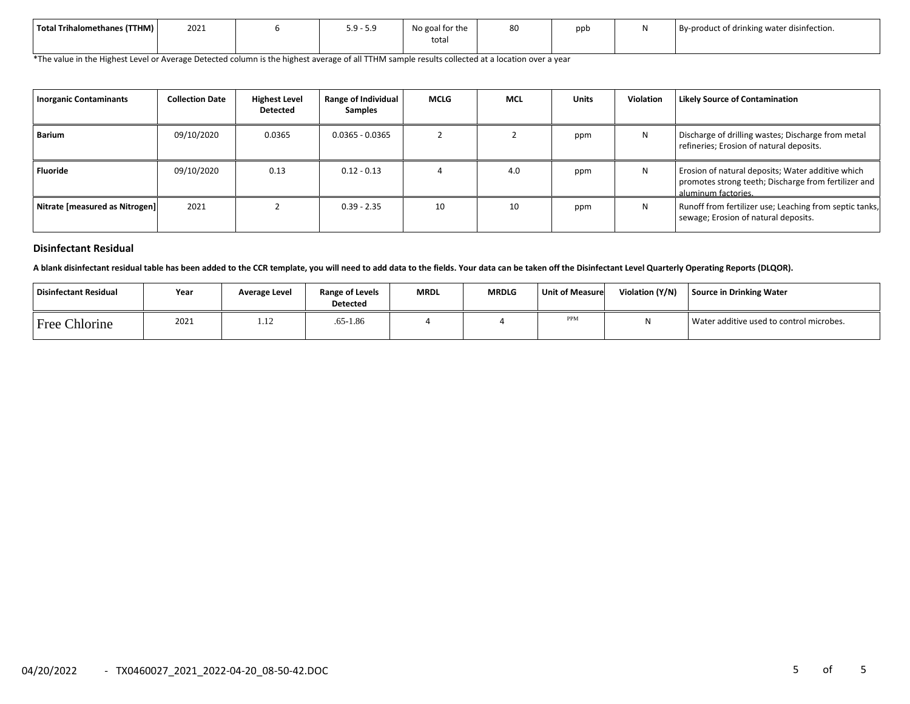| Total Trihalomethanes (TTHM) | 2021 | 6 | 5.9 - 5.9 | No goal for the total | 80 | ppb | N | By-product of drinking water disinfection. |
|---|---|---|---|---|---|---|---|---|

*The value in the Highest Level or Average Detected column is the highest average of all TTHM sample results collected at a location over a year

| Inorganic Contaminants | Collection Date | Highest Level Detected | Range of Individual Samples | MCLG | MCL | Units | Violation | Likely Source of Contamination |
|---|---|---|---|---|---|---|---|---|
| Barium | 09/10/2020 | 0.0365 | 0.0365 - 0.0365 | 2 | 2 | ppm | N | Discharge of drilling wastes; Discharge from metal refineries; Erosion of natural deposits. |
| Fluoride | 09/10/2020 | 0.13 | 0.12 - 0.13 | 4 | 4.0 | ppm | N | Erosion of natural deposits; Water additive which promotes strong teeth; Discharge from fertilizer and aluminum factories. |
| Nitrate [measured as Nitrogen] | 2021 | 2 | 0.39 - 2.35 | 10 | 10 | ppm | N | Runoff from fertilizer use; Leaching from septic tanks, sewage; Erosion of natural deposits. |

### Disinfectant Residual

**A blank disinfectant residual table has been added to the CCR template, you will need to add data to the fields. Your data can be taken off the Disinfectant Level Quarterly Operating Reports (DLQOR).**

| Disinfectant Residual | Year | Average Level | Range of Levels Detected | MRDL | MRDLG | Unit of Measure | Violation (Y/N) | Source in Drinking Water |
|---|---|---|---|---|---|---|---|---|
| Free Chlorine | 2021 | 1.12 | .65-1.86 | 4 | 4 | PPM | N | Water additive used to control microbes. |